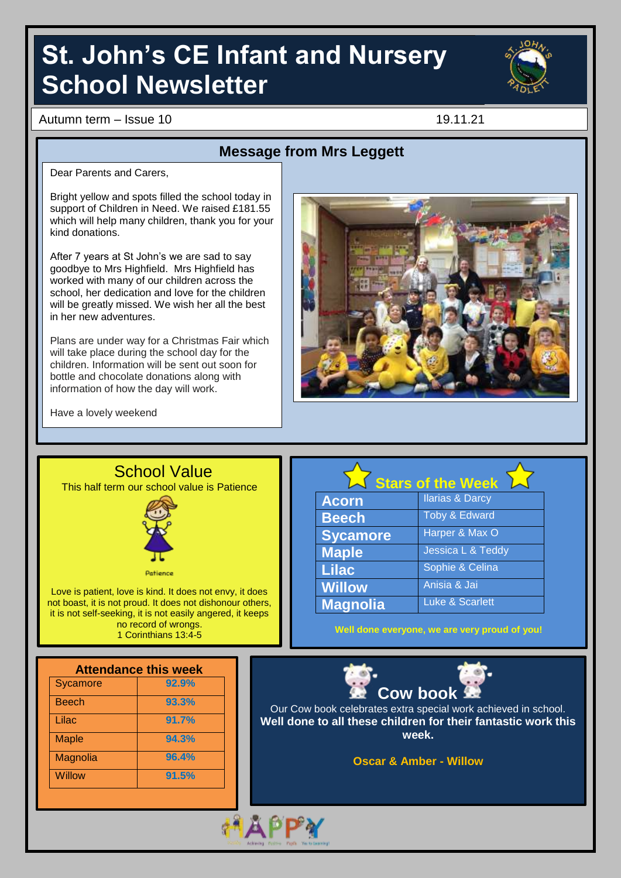# St. John's CE Infant and Nursery School Newsletter

Autumn term – Issue 10 19.11.21

## Message from Mrs Leggett

Dear Parents and Carers,

Bright yellow and spots filled the school today in support of Children in Need. We raised £181.55 which will help many children, thank you for your kind donations.

After 7 years at St John's we are sad to say goodbye to Mrs Highfield. Mrs Highfield has worked with many of our children across the school, her dedication and love for the children will be greatly missed. We wish her all the best in her new adventures.

Plans are under way for a Christmas Fair which will take place during the school day for the children. Information will be sent out soon for bottle and chocolate donations along with information of how the day will work.

Have a lovely weekend

## School Value

This half term our school value is Patience

Patience

Love is patient, love is kind. It does not envy, it does not boast, it is not proud. It does not dishonour others, it is not self-seeking, it is not easily angered, it keeps no record of wrongs.
1 Corinthians 13:4-5

## Stars of the Week

| | |
|---|---|
| Acorn | Ilarias & Darcy |
| Beech | Toby & Edward |
| Sycamore | Harper & Max O |
| Maple | Jessica L & Teddy |
| Lilac | Sophie & Celina |
| Willow | Anisia & Jai |
| Magnolia | Luke & Scarlett |

Well done everyone, we are very proud of you!

## Attendance this week

| | |
|---|---|
| Sycamore | 92.9% |
| Beech | 93.3% |
| Lilac | 91.7% |
| Maple | 94.3% |
| Magnolia | 96.4% |
| Willow | 91.5% |

## Cow book

Our Cow book celebrates extra special work achieved in school.
**Well done to all these children for their fantastic work this week.**

**Oscar & Amber - Willow**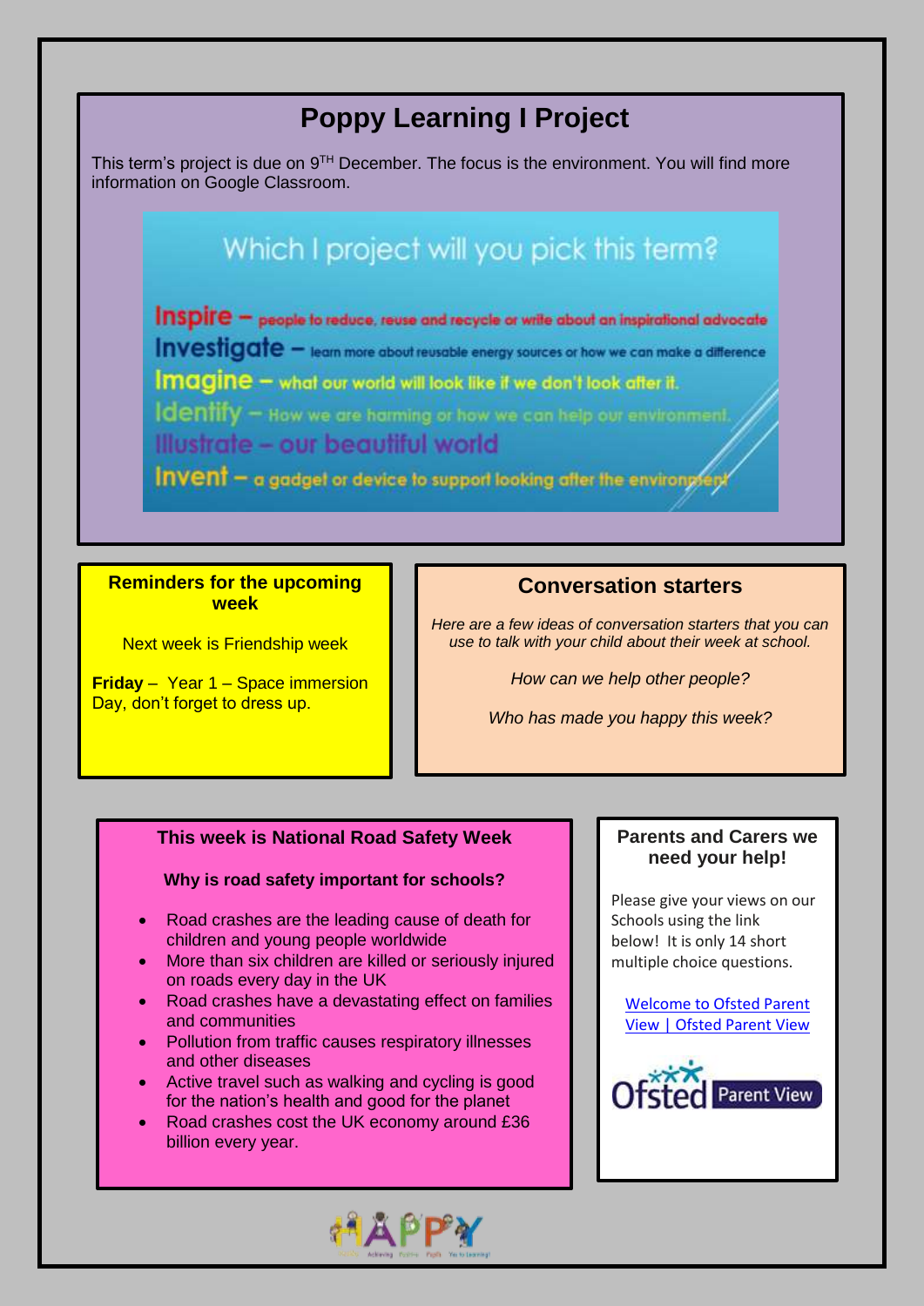# Poppy Learning I Project

This term's project is due on 9[TH] December. The focus is the environment. You will find more information on Google Classroom.

Which I project will you pick this term?

**Inspire** – people to reduce, reuse and recycle or write about an inspirational advocate

**Investigate** – learn more about reusable energy sources or how we can make a difference

**Imagine** – what our world will look like if we don't look after it.

**Identify** – How we are harming or how we can help our environment.

**Illustrate** – our beautiful world

**Invent** – a gadget or device to support looking after the environment

## Reminders for the upcoming week

Next week is Friendship week

**Friday** – Year 1 – Space immersion Day, don't forget to dress up.

## Conversation starters

*Here are a few ideas of conversation starters that you can use to talk with your child about their week at school.*

*How can we help other people?*

*Who has made you happy this week?*

## This week is National Road Safety Week

**Why is road safety important for schools?**

- Road crashes are the leading cause of death for children and young people worldwide
- More than six children are killed or seriously injured on roads every day in the UK
- Road crashes have a devastating effect on families and communities
- Pollution from traffic causes respiratory illnesses and other diseases
- Active travel such as walking and cycling is good for the nation's health and good for the planet
- Road crashes cost the UK economy around £36 billion every year.

## Parents and Carers we need your help!

Please give your views on our Schools using the link below! It is only 14 short multiple choice questions.

Welcome to Ofsted Parent View | Ofsted Parent View

Ofsted Parent View

HAPPY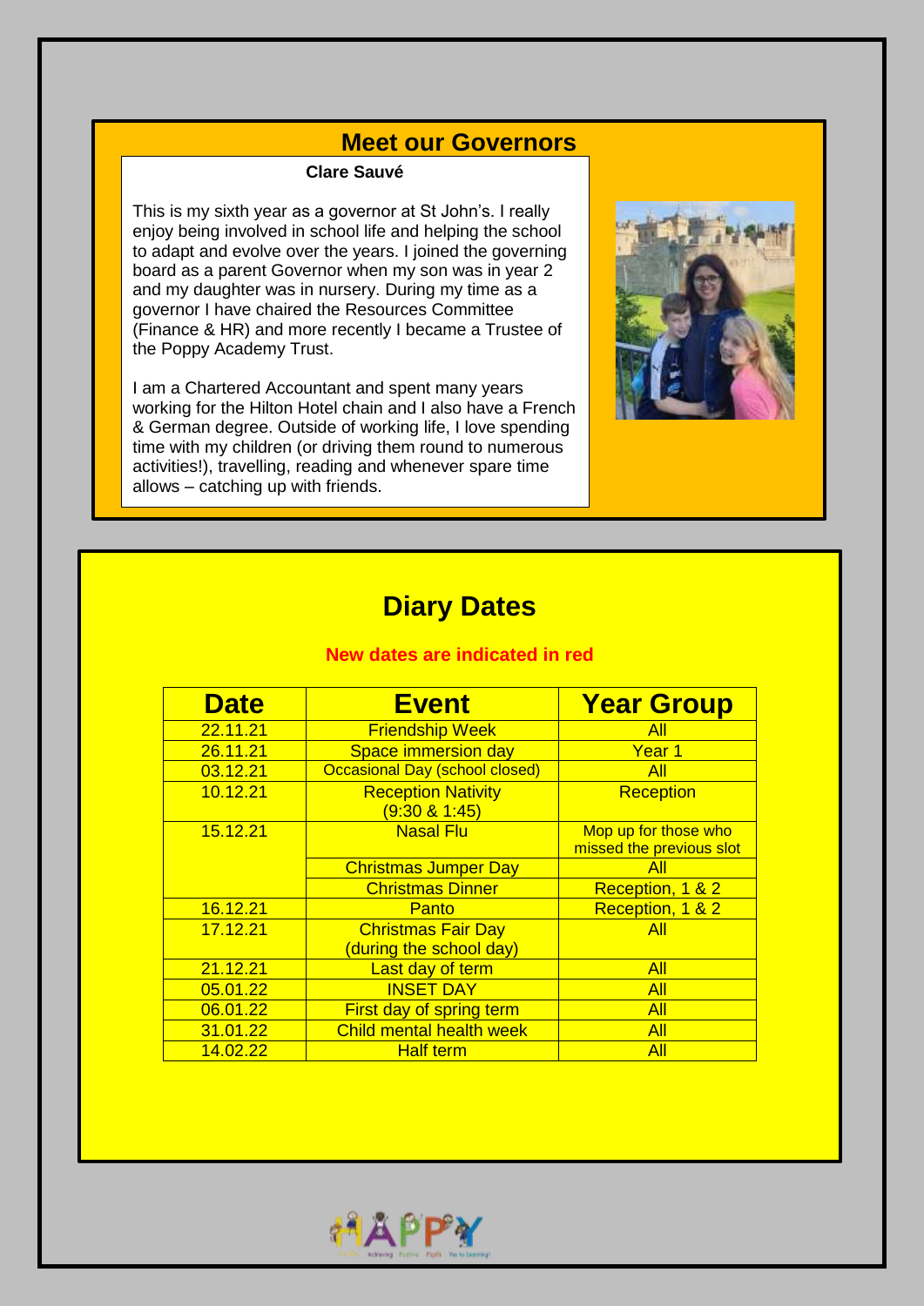## Meet our Governors

**Clare Sauvé**

This is my sixth year as a governor at St John's. I really enjoy being involved in school life and helping the school to adapt and evolve over the years. I joined the governing board as a parent Governor when my son was in year 2 and my daughter was in nursery. During my time as a governor I have chaired the Resources Committee (Finance & HR) and more recently I became a Trustee of the Poppy Academy Trust.

I am a Chartered Accountant and spent many years working for the Hilton Hotel chain and I also have a French & German degree. Outside of working life, I love spending time with my children (or driving them round to numerous activities!), travelling, reading and whenever spare time allows – catching up with friends.

## Diary Dates

**New dates are indicated in red**

| Date | Event | Year Group |
|---|---|---|
| 22.11.21 | Friendship Week | All |
| 26.11.21 | Space immersion day | Year 1 |
| 03.12.21 | Occasional Day (school closed) | All |
| 10.12.21 | Reception Nativity (9:30 & 1:45) | Reception |
| 15.12.21 | Nasal Flu | Mop up for those who missed the previous slot |
| | Christmas Jumper Day | All |
| | Christmas Dinner | Reception, 1 & 2 |
| 16.12.21 | Panto | Reception, 1 & 2 |
| 17.12.21 | Christmas Fair Day (during the school day) | All |
| 21.12.21 | Last day of term | All |
| 05.01.22 | INSET DAY | All |
| 06.01.22 | First day of spring term | All |
| 31.01.22 | Child mental health week | All |
| 14.02.22 | Half term | All |